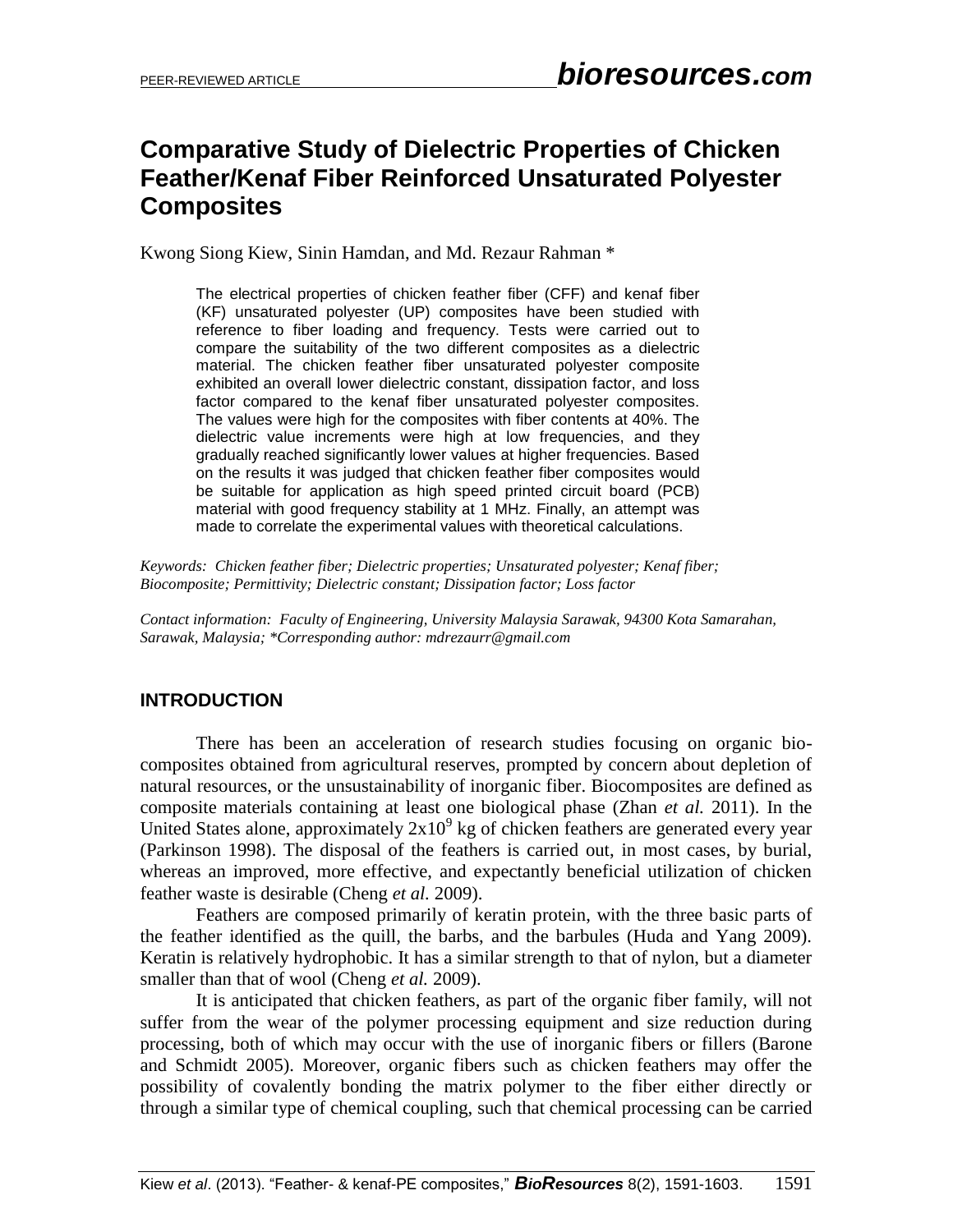# Comparative Study of Dielectric Properties of Chicken Feather/Kenaf Fiber Reinforced Unsaturated Polyester Composites

Kwong Siong Kiew, Sinin Hamdan, and Md. Rezaur Rahman *

> The electrical properties of chicken feather fiber (CFF) and kenaf fiber (KF) unsaturated polyester (UP) composites have been studied with reference to fiber loading and frequency. Tests were carried out to compare the suitability of the two different composites as a dielectric material. The chicken feather fiber unsaturated polyester composite exhibited an overall lower dielectric constant, dissipation factor, and loss factor compared to the kenaf fiber unsaturated polyester composites. The values were high for the composites with fiber contents at 40%. The dielectric value increments were high at low frequencies, and they gradually reached significantly lower values at higher frequencies. Based on the results it was judged that chicken feather fiber composites would be suitable for application as high speed printed circuit board (PCB) material with good frequency stability at 1 MHz. Finally, an attempt was made to correlate the experimental values with theoretical calculations.

*Keywords: Chicken feather fiber; Dielectric properties; Unsaturated polyester; Kenaf fiber; Biocomposite; Permittivity; Dielectric constant; Dissipation factor; Loss factor*

*Contact information: Faculty of Engineering, University Malaysia Sarawak, 94300 Kota Samarahan, Sarawak, Malaysia; \*Corresponding author: mdrezaurr@gmail.com*

## INTRODUCTION

There has been an acceleration of research studies focusing on organic bio-composites obtained from agricultural reserves, prompted by concern about depletion of natural resources, or the unsustainability of inorganic fiber. Biocomposites are defined as composite materials containing at least one biological phase (Zhan *et al.* 2011). In the United States alone, approximately $2x10^9$ kg of chicken feathers are generated every year (Parkinson 1998). The disposal of the feathers is carried out, in most cases, by burial, whereas an improved, more effective, and expectantly beneficial utilization of chicken feather waste is desirable (Cheng *et al.* 2009).

Feathers are composed primarily of keratin protein, with the three basic parts of the feather identified as the quill, the barbs, and the barbules (Huda and Yang 2009). Keratin is relatively hydrophobic. It has a similar strength to that of nylon, but a diameter smaller than that of wool (Cheng *et al.* 2009).

It is anticipated that chicken feathers, as part of the organic fiber family, will not suffer from the wear of the polymer processing equipment and size reduction during processing, both of which may occur with the use of inorganic fibers or fillers (Barone and Schmidt 2005). Moreover, organic fibers such as chicken feathers may offer the possibility of covalently bonding the matrix polymer to the fiber either directly or through a similar type of chemical coupling, such that chemical processing can be carried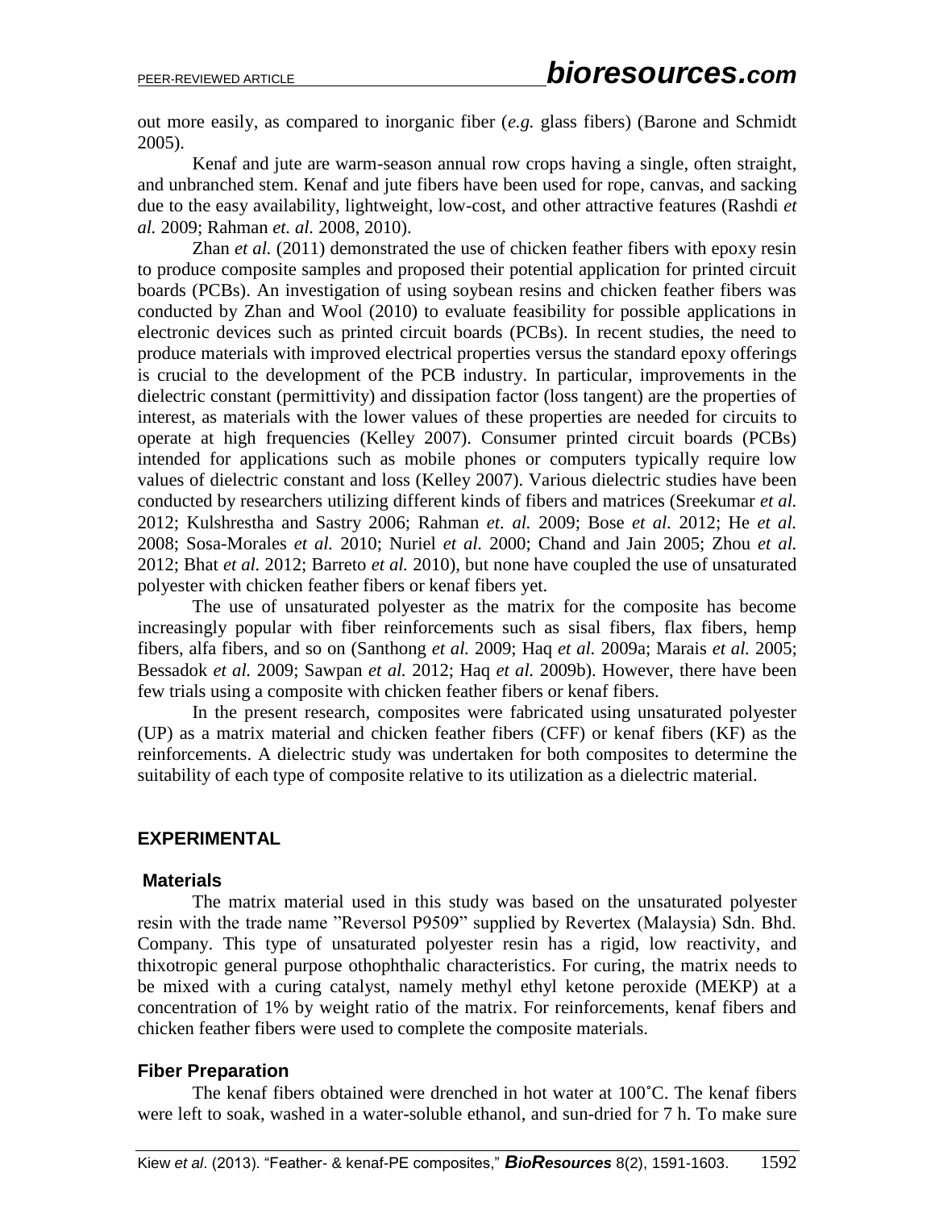out more easily, as compared to inorganic fiber (*e.g.* glass fibers) (Barone and Schmidt 2005).

Kenaf and jute are warm-season annual row crops having a single, often straight, and unbranched stem. Kenaf and jute fibers have been used for rope, canvas, and sacking due to the easy availability, lightweight, low-cost, and other attractive features (Rashdi *et al.* 2009; Rahman *et. al.* 2008, 2010).

Zhan *et al.* (2011) demonstrated the use of chicken feather fibers with epoxy resin to produce composite samples and proposed their potential application for printed circuit boards (PCBs). An investigation of using soybean resins and chicken feather fibers was conducted by Zhan and Wool (2010) to evaluate feasibility for possible applications in electronic devices such as printed circuit boards (PCBs). In recent studies, the need to produce materials with improved electrical properties versus the standard epoxy offerings is crucial to the development of the PCB industry. In particular, improvements in the dielectric constant (permittivity) and dissipation factor (loss tangent) are the properties of interest, as materials with the lower values of these properties are needed for circuits to operate at high frequencies (Kelley 2007). Consumer printed circuit boards (PCBs) intended for applications such as mobile phones or computers typically require low values of dielectric constant and loss (Kelley 2007). Various dielectric studies have been conducted by researchers utilizing different kinds of fibers and matrices (Sreekumar *et al.* 2012; Kulshrestha and Sastry 2006; Rahman *et. al.* 2009; Bose *et al.* 2012; He *et al.* 2008; Sosa-Morales *et al.* 2010; Nuriel *et al.* 2000; Chand and Jain 2005; Zhou *et al.* 2012; Bhat *et al.* 2012; Barreto *et al.* 2010), but none have coupled the use of unsaturated polyester with chicken feather fibers or kenaf fibers yet.

The use of unsaturated polyester as the matrix for the composite has become increasingly popular with fiber reinforcements such as sisal fibers, flax fibers, hemp fibers, alfa fibers, and so on (Santhong *et al.* 2009; Haq *et al.* 2009a; Marais *et al.* 2005; Bessadok *et al.* 2009; Sawpan *et al.* 2012; Haq *et al.* 2009b). However, there have been few trials using a composite with chicken feather fibers or kenaf fibers.

In the present research, composites were fabricated using unsaturated polyester (UP) as a matrix material and chicken feather fibers (CFF) or kenaf fibers (KF) as the reinforcements. A dielectric study was undertaken for both composites to determine the suitability of each type of composite relative to its utilization as a dielectric material.

## EXPERIMENTAL

### Materials

The matrix material used in this study was based on the unsaturated polyester resin with the trade name "Reversol P9509" supplied by Revertex (Malaysia) Sdn. Bhd. Company. This type of unsaturated polyester resin has a rigid, low reactivity, and thixotropic general purpose othophthalic characteristics. For curing, the matrix needs to be mixed with a curing catalyst, namely methyl ethyl ketone peroxide (MEKP) at a concentration of 1% by weight ratio of the matrix. For reinforcements, kenaf fibers and chicken feather fibers were used to complete the composite materials.

### Fiber Preparation

The kenaf fibers obtained were drenched in hot water at 100˚C. The kenaf fibers were left to soak, washed in a water-soluble ethanol, and sun-dried for 7 h. To make sure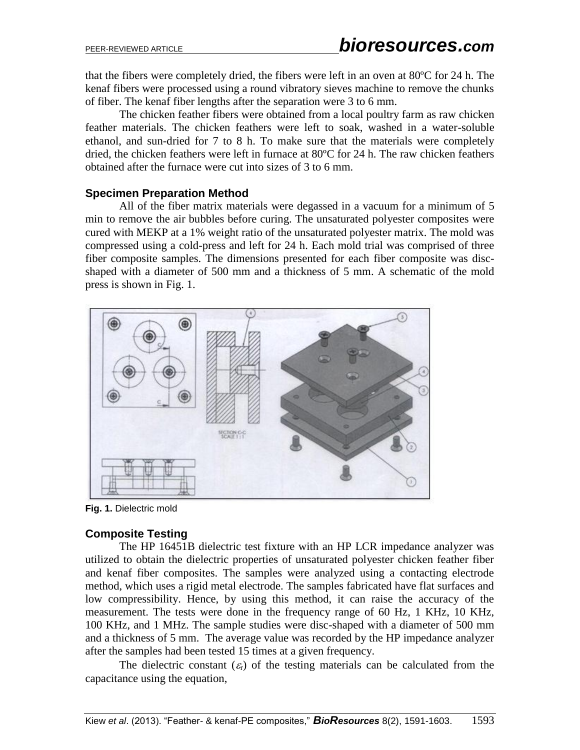that the fibers were completely dried, the fibers were left in an oven at 80ºC for 24 h. The kenaf fibers were processed using a round vibratory sieves machine to remove the chunks of fiber. The kenaf fiber lengths after the separation were 3 to 6 mm.

The chicken feather fibers were obtained from a local poultry farm as raw chicken feather materials. The chicken feathers were left to soak, washed in a water-soluble ethanol, and sun-dried for 7 to 8 h. To make sure that the materials were completely dried, the chicken feathers were left in furnace at 80ºC for 24 h. The raw chicken feathers obtained after the furnace were cut into sizes of 3 to 6 mm.

### Specimen Preparation Method

All of the fiber matrix materials were degassed in a vacuum for a minimum of 5 min to remove the air bubbles before curing. The unsaturated polyester composites were cured with MEKP at a 1% weight ratio of the unsaturated polyester matrix. The mold was compressed using a cold-press and left for 24 h. Each mold trial was comprised of three fiber composite samples. The dimensions presented for each fiber composite was disc-shaped with a diameter of 500 mm and a thickness of 5 mm. A schematic of the mold press is shown in Fig. 1.

**Fig. 1.** Dielectric mold

### Composite Testing

The HP 16451B dielectric test fixture with an HP LCR impedance analyzer was utilized to obtain the dielectric properties of unsaturated polyester chicken feather fiber and kenaf fiber composites. The samples were analyzed using a contacting electrode method, which uses a rigid metal electrode. The samples fabricated have flat surfaces and low compressibility. Hence, by using this method, it can raise the accuracy of the measurement. The tests were done in the frequency range of 60 Hz, 1 KHz, 10 KHz, 100 KHz, and 1 MHz. The sample studies were disc-shaped with a diameter of 500 mm and a thickness of 5 mm. The average value was recorded by the HP impedance analyzer after the samples had been tested 15 times at a given frequency.

The dielectric constant ($\varepsilon_r$) of the testing materials can be calculated from the capacitance using the equation,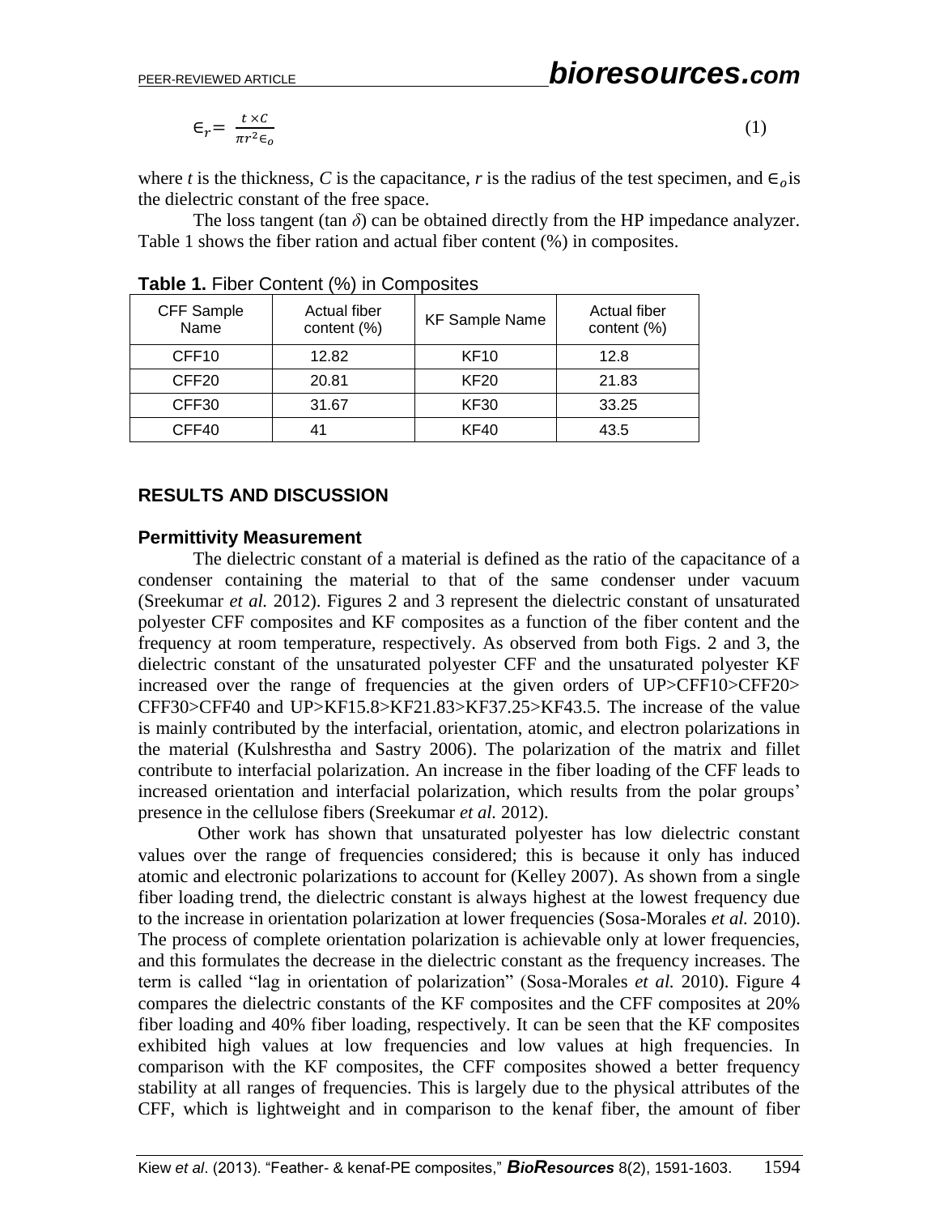$$\epsilon_r = \frac{t \times C}{\pi r^2 \epsilon_o} \tag{1}$$

where $t$ is the thickness, $C$ is the capacitance, $r$ is the radius of the test specimen, and $\epsilon_o$ is the dielectric constant of the free space.

The loss tangent (tan $\delta$) can be obtained directly from the HP impedance analyzer. Table 1 shows the fiber ration and actual fiber content (%) in composites.

**Table 1.** Fiber Content (%) in Composites

| CFF Sample Name | Actual fiber content (%) | KF Sample Name | Actual fiber content (%) |
|---|---|---|---|
| CFF10 | 12.82 | KF10 | 12.8 |
| CFF20 | 20.81 | KF20 | 21.83 |
| CFF30 | 31.67 | KF30 | 33.25 |
| CFF40 | 41 | KF40 | 43.5 |

## RESULTS AND DISCUSSION

### Permittivity Measurement

The dielectric constant of a material is defined as the ratio of the capacitance of a condenser containing the material to that of the same condenser under vacuum (Sreekumar *et al.* 2012). Figures 2 and 3 represent the dielectric constant of unsaturated polyester CFF composites and KF composites as a function of the fiber content and the frequency at room temperature, respectively. As observed from both Figs. 2 and 3, the dielectric constant of the unsaturated polyester CFF and the unsaturated polyester KF increased over the range of frequencies at the given orders of UP>CFF10>CFF20>CFF30>CFF40 and UP>KF15.8>KF21.83>KF37.25>KF43.5. The increase of the value is mainly contributed by the interfacial, orientation, atomic, and electron polarizations in the material (Kulshrestha and Sastry 2006). The polarization of the matrix and fillet contribute to interfacial polarization. An increase in the fiber loading of the CFF leads to increased orientation and interfacial polarization, which results from the polar groups' presence in the cellulose fibers (Sreekumar *et al.* 2012).

Other work has shown that unsaturated polyester has low dielectric constant values over the range of frequencies considered; this is because it only has induced atomic and electronic polarizations to account for (Kelley 2007). As shown from a single fiber loading trend, the dielectric constant is always highest at the lowest frequency due to the increase in orientation polarization at lower frequencies (Sosa-Morales *et al.* 2010). The process of complete orientation polarization is achievable only at lower frequencies, and this formulates the decrease in the dielectric constant as the frequency increases. The term is called "lag in orientation of polarization" (Sosa-Morales *et al.* 2010). Figure 4 compares the dielectric constants of the KF composites and the CFF composites at 20% fiber loading and 40% fiber loading, respectively. It can be seen that the KF composites exhibited high values at low frequencies and low values at high frequencies. In comparison with the KF composites, the CFF composites showed a better frequency stability at all ranges of frequencies. This is largely due to the physical attributes of the CFF, which is lightweight and in comparison to the kenaf fiber, the amount of fiber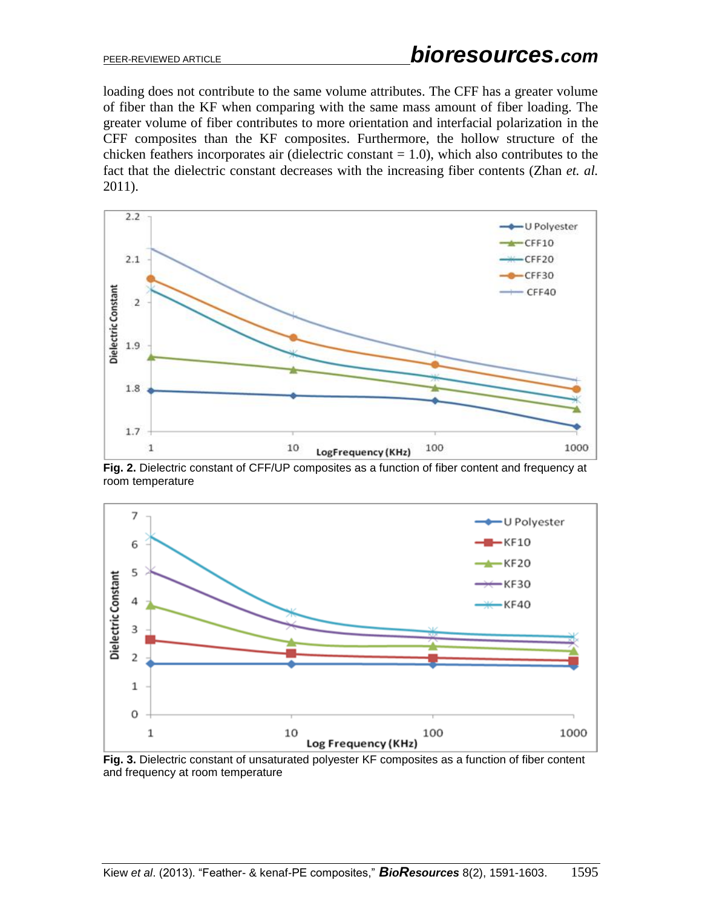loading does not contribute to the same volume attributes. The CFF has a greater volume of fiber than the KF when comparing with the same mass amount of fiber loading. The greater volume of fiber contributes to more orientation and interfacial polarization in the CFF composites than the KF composites. Furthermore, the hollow structure of the chicken feathers incorporates air (dielectric constant = 1.0), which also contributes to the fact that the dielectric constant decreases with the increasing fiber contents (Zhan *et. al.* 2011).

**Fig. 2.** Dielectric constant of CFF/UP composites as a function of fiber content and frequency at room temperature

**Fig. 3.** Dielectric constant of unsaturated polyester KF composites as a function of fiber content and frequency at room temperature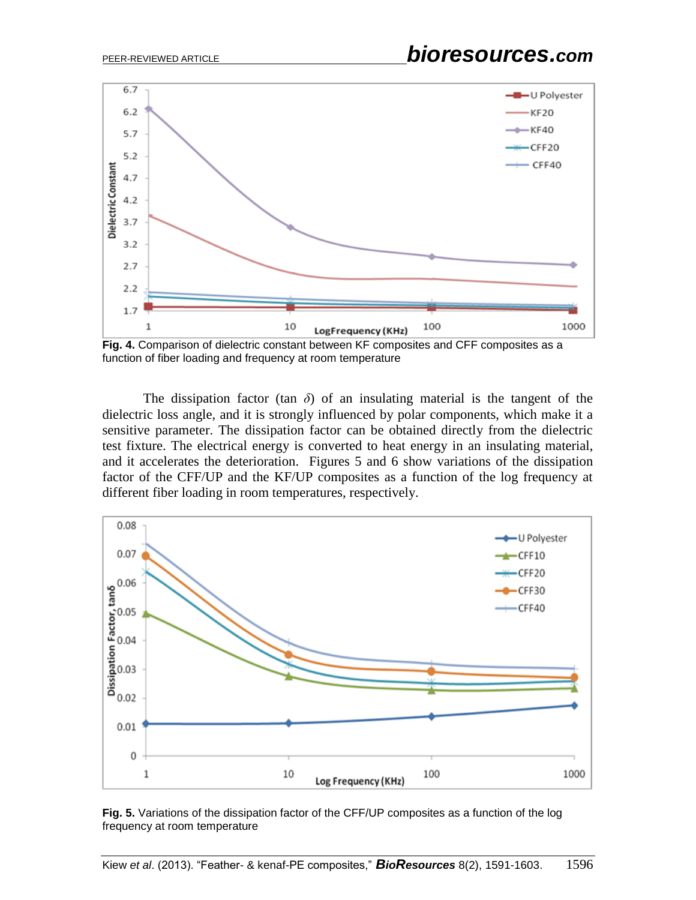**Fig. 4.** Comparison of dielectric constant between KF composites and CFF composites as a function of fiber loading and frequency at room temperature

The dissipation factor (tan $\delta$) of an insulating material is the tangent of the dielectric loss angle, and it is strongly influenced by polar components, which make it a sensitive parameter. The dissipation factor can be obtained directly from the dielectric test fixture. The electrical energy is converted to heat energy in an insulating material, and it accelerates the deterioration. Figures 5 and 6 show variations of the dissipation factor of the CFF/UP and the KF/UP composites as a function of the log frequency at different fiber loading in room temperatures, respectively.

**Fig. 5.** Variations of the dissipation factor of the CFF/UP composites as a function of the log frequency at room temperature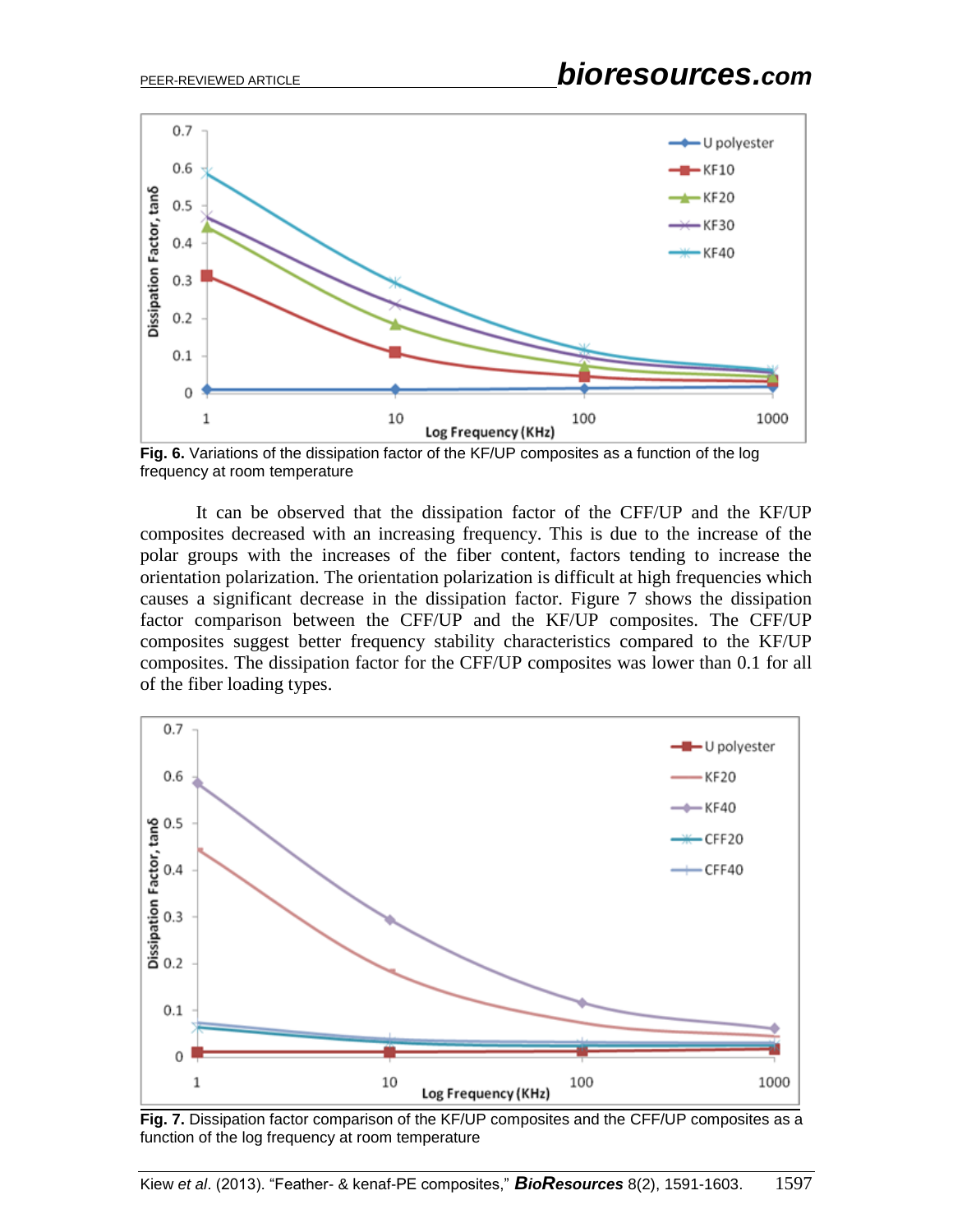**Fig. 6.** Variations of the dissipation factor of the KF/UP composites as a function of the log frequency at room temperature

It can be observed that the dissipation factor of the CFF/UP and the KF/UP composites decreased with an increasing frequency. This is due to the increase of the polar groups with the increases of the fiber content, factors tending to increase the orientation polarization. The orientation polarization is difficult at high frequencies which causes a significant decrease in the dissipation factor. Figure 7 shows the dissipation factor comparison between the CFF/UP and the KF/UP composites. The CFF/UP composites suggest better frequency stability characteristics compared to the KF/UP composites. The dissipation factor for the CFF/UP composites was lower than 0.1 for all of the fiber loading types.

**Fig. 7.** Dissipation factor comparison of the KF/UP composites and the CFF/UP composites as a function of the log frequency at room temperature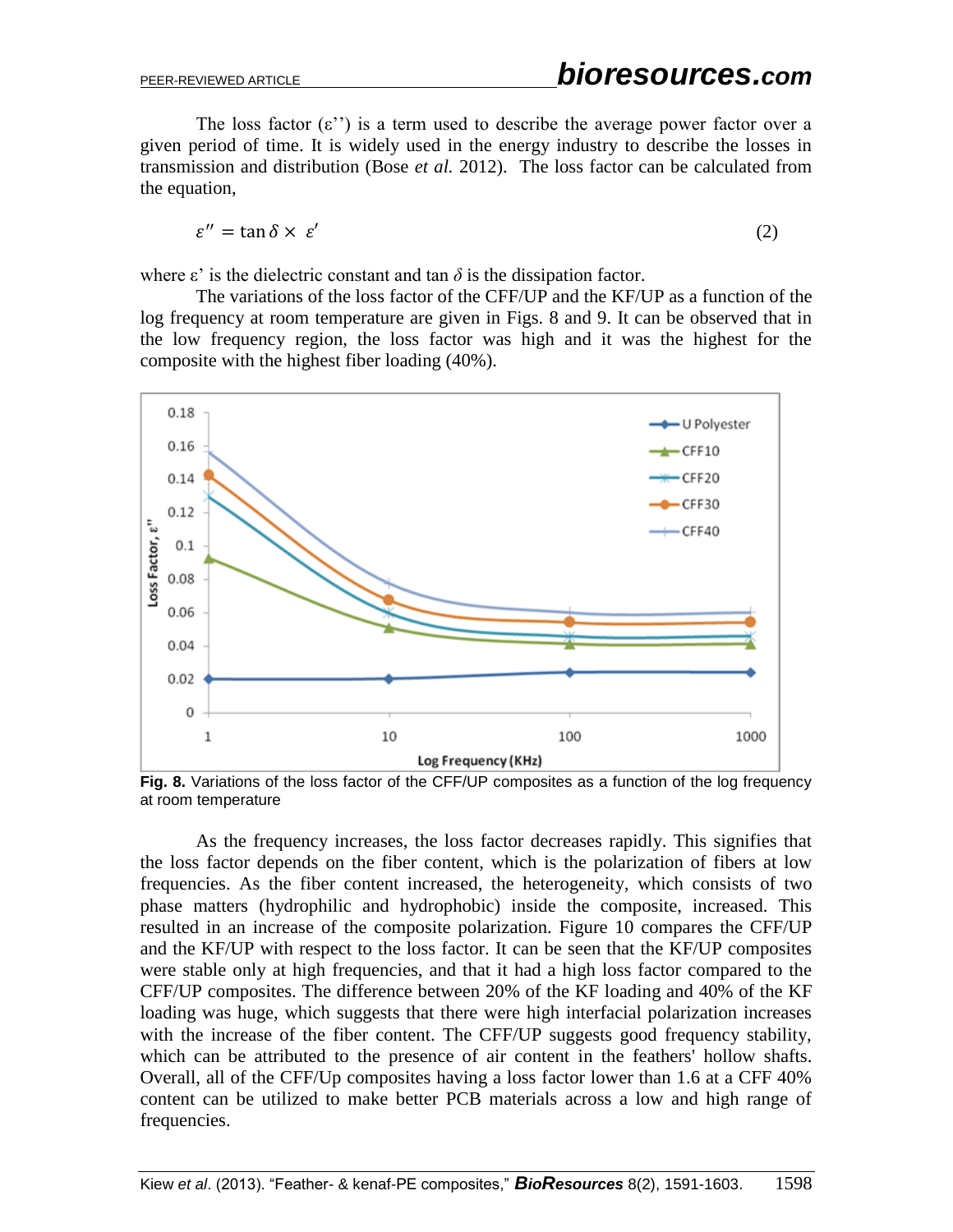The loss factor (ε'') is a term used to describe the average power factor over a given period of time. It is widely used in the energy industry to describe the losses in transmission and distribution (Bose *et al.* 2012). The loss factor can be calculated from the equation,

$$\varepsilon'' = \tan\delta \times \varepsilon' \tag{2}$$

where ε' is the dielectric constant and tan $\delta$ is the dissipation factor.

The variations of the loss factor of the CFF/UP and the KF/UP as a function of the log frequency at room temperature are given in Figs. 8 and 9. It can be observed that in the low frequency region, the loss factor was high and it was the highest for the composite with the highest fiber loading (40%).

**Fig. 8.** Variations of the loss factor of the CFF/UP composites as a function of the log frequency at room temperature

As the frequency increases, the loss factor decreases rapidly. This signifies that the loss factor depends on the fiber content, which is the polarization of fibers at low frequencies. As the fiber content increased, the heterogeneity, which consists of two phase matters (hydrophilic and hydrophobic) inside the composite, increased. This resulted in an increase of the composite polarization. Figure 10 compares the CFF/UP and the KF/UP with respect to the loss factor. It can be seen that the KF/UP composites were stable only at high frequencies, and that it had a high loss factor compared to the CFF/UP composites. The difference between 20% of the KF loading and 40% of the KF loading was huge, which suggests that there were high interfacial polarization increases with the increase of the fiber content. The CFF/UP suggests good frequency stability, which can be attributed to the presence of air content in the feathers' hollow shafts. Overall, all of the CFF/Up composites having a loss factor lower than 1.6 at a CFF 40% content can be utilized to make better PCB materials across a low and high range of frequencies.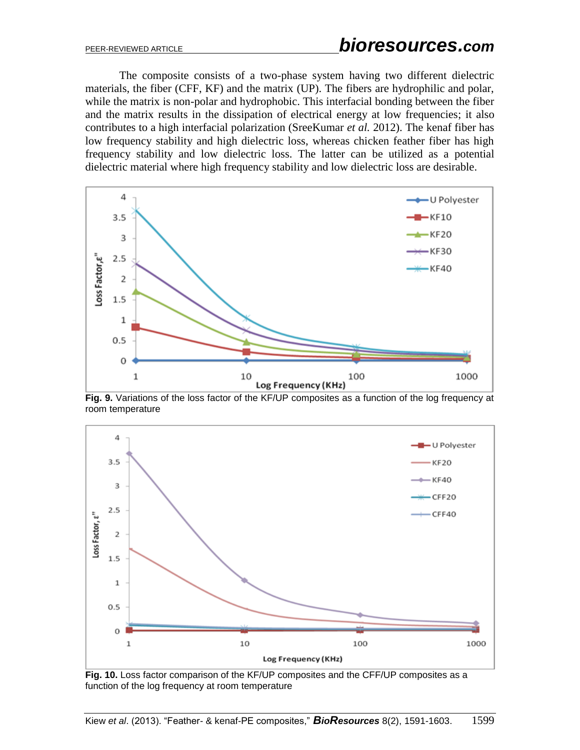The composite consists of a two-phase system having two different dielectric materials, the fiber (CFF, KF) and the matrix (UP). The fibers are hydrophilic and polar, while the matrix is non-polar and hydrophobic. This interfacial bonding between the fiber and the matrix results in the dissipation of electrical energy at low frequencies; it also contributes to a high interfacial polarization (SreeKumar *et al.* 2012). The kenaf fiber has low frequency stability and high dielectric loss, whereas chicken feather fiber has high frequency stability and low dielectric loss. The latter can be utilized as a potential dielectric material where high frequency stability and low dielectric loss are desirable.

**Fig. 9.** Variations of the loss factor of the KF/UP composites as a function of the log frequency at room temperature

**Fig. 10.** Loss factor comparison of the KF/UP composites and the CFF/UP composites as a function of the log frequency at room temperature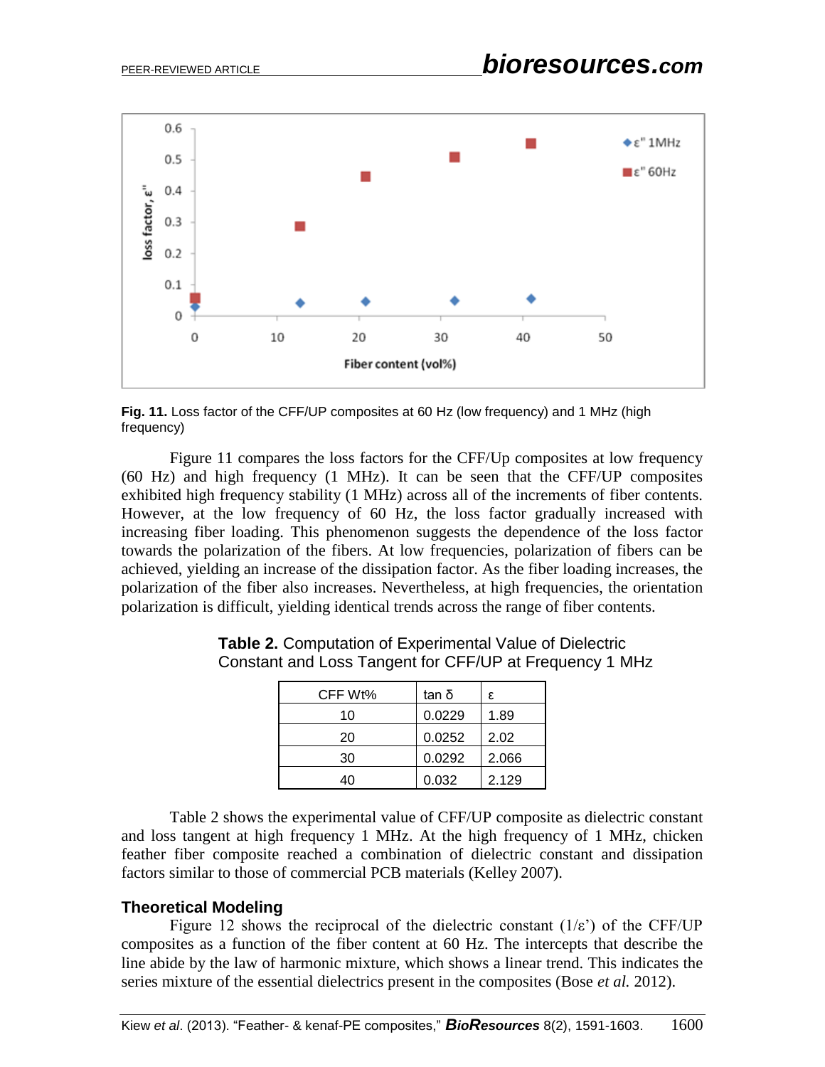Fig. 11. Loss factor of the CFF/UP composites at 60 Hz (low frequency) and 1 MHz (high frequency)

Figure 11 compares the loss factors for the CFF/Up composites at low frequency (60 Hz) and high frequency (1 MHz). It can be seen that the CFF/UP composites exhibited high frequency stability (1 MHz) across all of the increments of fiber contents. However, at the low frequency of 60 Hz, the loss factor gradually increased with increasing fiber loading. This phenomenon suggests the dependence of the loss factor towards the polarization of the fibers. At low frequencies, polarization of fibers can be achieved, yielding an increase of the dissipation factor. As the fiber loading increases, the polarization of the fiber also increases. Nevertheless, at high frequencies, the orientation polarization is difficult, yielding identical trends across the range of fiber contents.

**Table 2.** Computation of Experimental Value of Dielectric Constant and Loss Tangent for CFF/UP at Frequency 1 MHz

| CFF Wt% | tan δ | ε |
|---|---|---|
| 10 | 0.0229 | 1.89 |
| 20 | 0.0252 | 2.02 |
| 30 | 0.0292 | 2.066 |
| 40 | 0.032 | 2.129 |

Table 2 shows the experimental value of CFF/UP composite as dielectric constant and loss tangent at high frequency 1 MHz. At the high frequency of 1 MHz, chicken feather fiber composite reached a combination of dielectric constant and dissipation factors similar to those of commercial PCB materials (Kelley 2007).

## Theoretical Modeling

Figure 12 shows the reciprocal of the dielectric constant ($1/\varepsilon'$) of the CFF/UP composites as a function of the fiber content at 60 Hz. The intercepts that describe the line abide by the law of harmonic mixture, which shows a linear trend. This indicates the series mixture of the essential dielectrics present in the composites (Bose *et al.* 2012).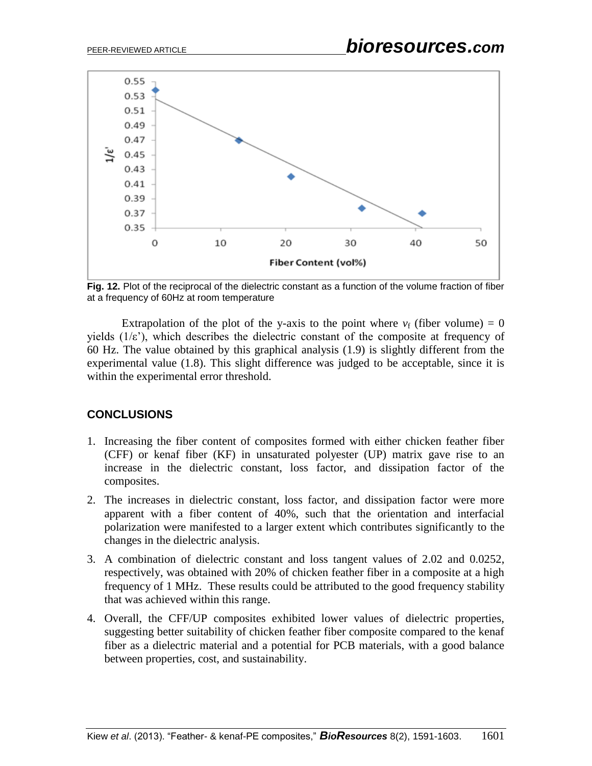**Fig. 12.** Plot of the reciprocal of the dielectric constant as a function of the volume fraction of fiber at a frequency of 60Hz at room temperature

Extrapolation of the plot of the y-axis to the point where $v_f$ (fiber volume) = 0 yields ($1/\varepsilon'$), which describes the dielectric constant of the composite at frequency of 60 Hz. The value obtained by this graphical analysis (1.9) is slightly different from the experimental value (1.8). This slight difference was judged to be acceptable, since it is within the experimental error threshold.

## CONCLUSIONS

1. Increasing the fiber content of composites formed with either chicken feather fiber (CFF) or kenaf fiber (KF) in unsaturated polyester (UP) matrix gave rise to an increase in the dielectric constant, loss factor, and dissipation factor of the composites.
2. The increases in dielectric constant, loss factor, and dissipation factor were more apparent with a fiber content of 40%, such that the orientation and interfacial polarization were manifested to a larger extent which contributes significantly to the changes in the dielectric analysis.
3. A combination of dielectric constant and loss tangent values of 2.02 and 0.0252, respectively, was obtained with 20% of chicken feather fiber in a composite at a high frequency of 1 MHz. These results could be attributed to the good frequency stability that was achieved within this range.
4. Overall, the CFF/UP composites exhibited lower values of dielectric properties, suggesting better suitability of chicken feather fiber composite compared to the kenaf fiber as a dielectric material and a potential for PCB materials, with a good balance between properties, cost, and sustainability.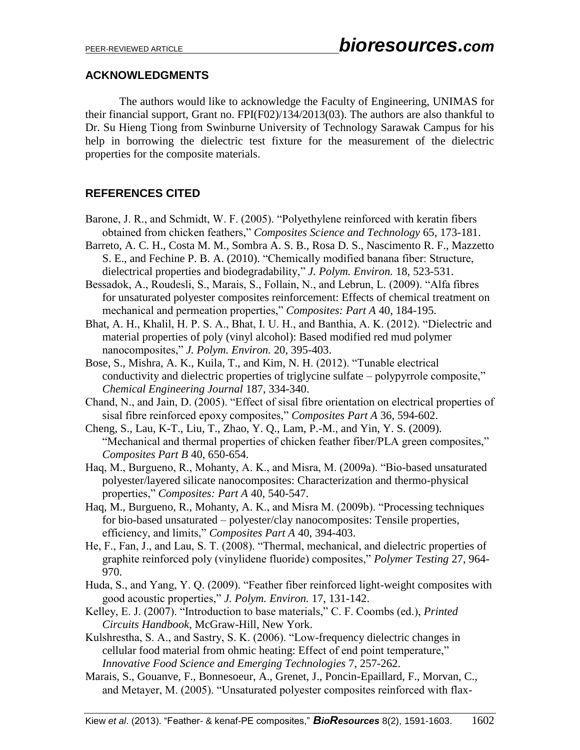## ACKNOWLEDGMENTS

The authors would like to acknowledge the Faculty of Engineering, UNIMAS for their financial support, Grant no. FPI(F02)/134/2013(03). The authors are also thankful to Dr. Su Hieng Tiong from Swinburne University of Technology Sarawak Campus for his help in borrowing the dielectric test fixture for the measurement of the dielectric properties for the composite materials.

## REFERENCES CITED

Barone, J. R., and Schmidt, W. F. (2005). "Polyethylene reinforced with keratin fibers obtained from chicken feathers," *Composites Science and Technology* 65, 173-181.

Barreto, A. C. H., Costa M. M., Sombra A. S. B., Rosa D. S., Nascimento R. F., Mazzetto S. E., and Fechine P. B. A. (2010). "Chemically modified banana fiber: Structure, dielectrical properties and biodegradability," *J. Polym. Environ.* 18, 523-531.

Bessadok, A., Roudesli, S., Marais, S., Follain, N., and Lebrun, L. (2009). "Alfa fibres for unsaturated polyester composites reinforcement: Effects of chemical treatment on mechanical and permeation properties," *Composites: Part A* 40, 184-195.

Bhat, A. H., Khalil, H. P. S. A., Bhat, I. U. H., and Banthia, A. K. (2012). "Dielectric and material properties of poly (vinyl alcohol): Based modified red mud polymer nanocomposites," *J. Polym. Environ.* 20, 395-403.

Bose, S., Mishra, A. K., Kuila, T., and Kim, N. H. (2012). "Tunable electrical conductivity and dielectric properties of triglycine sulfate – polypyrrole composite," *Chemical Engineering Journal* 187, 334-340.

Chand, N., and Jain, D. (2005). "Effect of sisal fibre orientation on electrical properties of sisal fibre reinforced epoxy composites," *Composites Part A* 36, 594-602.

Cheng, S., Lau, K-T., Liu, T., Zhao, Y. Q., Lam, P.-M., and Yin, Y. S. (2009). "Mechanical and thermal properties of chicken feather fiber/PLA green composites," *Composites Part B* 40, 650-654.

Haq, M., Burgueno, R., Mohanty, A. K., and Misra, M. (2009a). "Bio-based unsaturated polyester/layered silicate nanocomposites: Characterization and thermo-physical properties," *Composites: Part A* 40, 540-547.

Haq, M., Burgueno, R., Mohanty, A. K., and Misra M. (2009b). "Processing techniques for bio-based unsaturated – polyester/clay nanocomposites: Tensile properties, efficiency, and limits," *Composites Part A* 40, 394-403.

He, F., Fan, J., and Lau, S. T. (2008). "Thermal, mechanical, and dielectric properties of graphite reinforced poly (vinylidene fluoride) composites," *Polymer Testing* 27, 964-970.

Huda, S., and Yang, Y. Q. (2009). "Feather fiber reinforced light-weight composites with good acoustic properties," *J. Polym. Environ.* 17, 131-142.

Kelley, E. J. (2007). "Introduction to base materials," C. F. Coombs (ed.), *Printed Circuits Handbook*, McGraw-Hill, New York.

Kulshrestha, S. A., and Sastry, S. K. (2006). "Low-frequency dielectric changes in cellular food material from ohmic heating: Effect of end point temperature," *Innovative Food Science and Emerging Technologies* 7, 257-262.

Marais, S., Gouanve, F., Bonnesoeur, A., Grenet, J., Poncin-Epaillard, F., Morvan, C., and Metayer, M. (2005). "Unsaturated polyester composites reinforced with flax-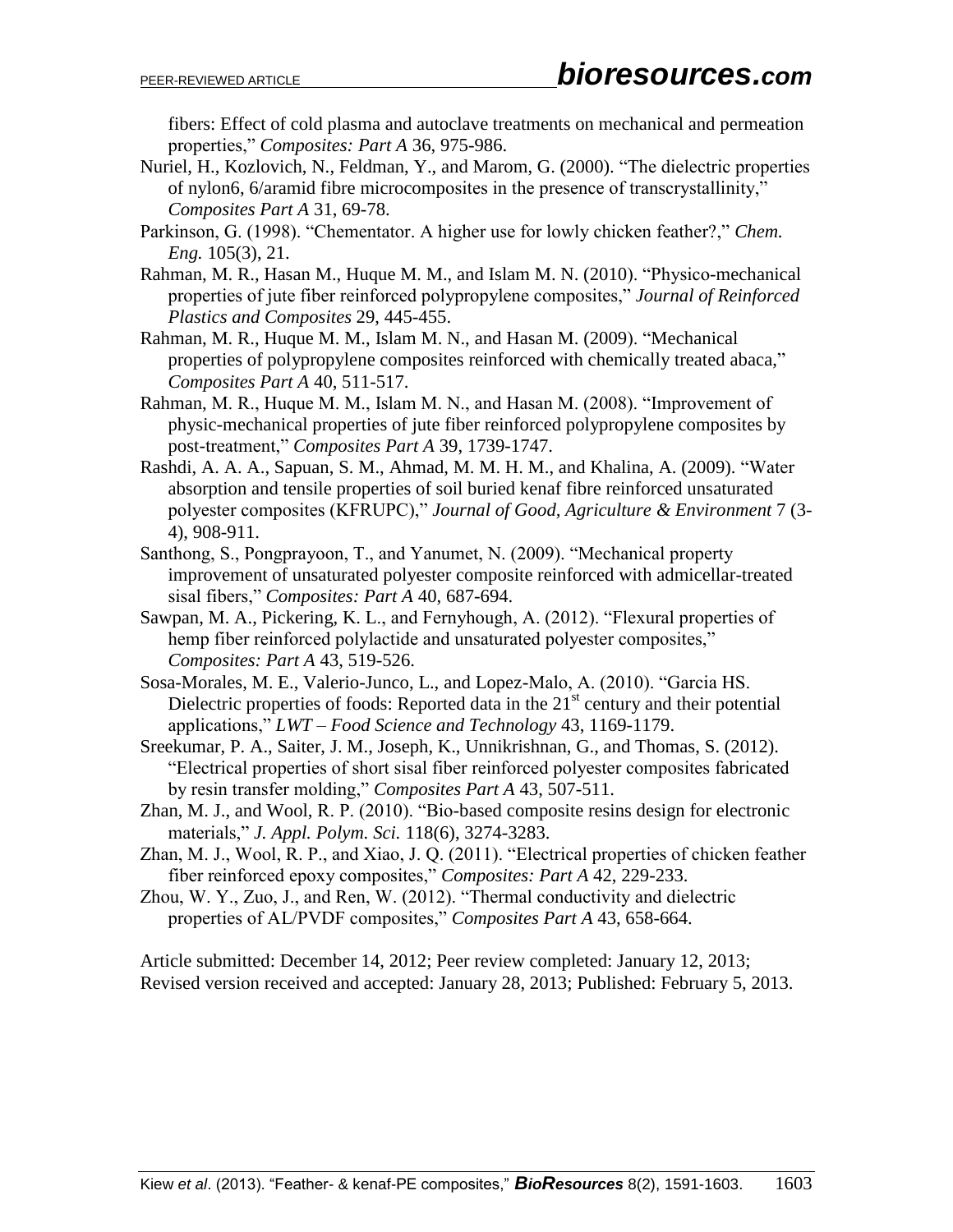fibers: Effect of cold plasma and autoclave treatments on mechanical and permeation properties," *Composites: Part A* 36, 975-986.

Nuriel, H., Kozlovich, N., Feldman, Y., and Marom, G. (2000). "The dielectric properties of nylon6, 6/aramid fibre microcomposites in the presence of transcrystallinity," *Composites Part A* 31, 69-78.

Parkinson, G. (1998). "Chementator. A higher use for lowly chicken feather?," *Chem. Eng.* 105(3), 21.

Rahman, M. R., Hasan M., Huque M. M., and Islam M. N. (2010). "Physico-mechanical properties of jute fiber reinforced polypropylene composites," *Journal of Reinforced Plastics and Composites* 29, 445-455.

Rahman, M. R., Huque M. M., Islam M. N., and Hasan M. (2009). "Mechanical properties of polypropylene composites reinforced with chemically treated abaca," *Composites Part A* 40, 511-517.

Rahman, M. R., Huque M. M., Islam M. N., and Hasan M. (2008). "Improvement of physic-mechanical properties of jute fiber reinforced polypropylene composites by post-treatment," *Composites Part A* 39, 1739-1747.

Rashdi, A. A. A., Sapuan, S. M., Ahmad, M. M. H. M., and Khalina, A. (2009). "Water absorption and tensile properties of soil buried kenaf fibre reinforced unsaturated polyester composites (KFRUPC)," *Journal of Good, Agriculture & Environment* 7 (3-4), 908-911.

Santhong, S., Pongprayoon, T., and Yanumet, N. (2009). "Mechanical property improvement of unsaturated polyester composite reinforced with admicellar-treated sisal fibers," *Composites: Part A* 40, 687-694.

Sawpan, M. A., Pickering, K. L., and Fernyhough, A. (2012). "Flexural properties of hemp fiber reinforced polylactide and unsaturated polyester composites," *Composites: Part A* 43, 519-526.

Sosa-Morales, M. E., Valerio-Junco, L., and Lopez-Malo, A. (2010). "Garcia HS. Dielectric properties of foods: Reported data in the 21st century and their potential applications," *LWT – Food Science and Technology* 43, 1169-1179.

Sreekumar, P. A., Saiter, J. M., Joseph, K., Unnikrishnan, G., and Thomas, S. (2012). "Electrical properties of short sisal fiber reinforced polyester composites fabricated by resin transfer molding," *Composites Part A* 43, 507-511.

Zhan, M. J., and Wool, R. P. (2010). "Bio-based composite resins design for electronic materials," *J. Appl. Polym. Sci.* 118(6), 3274-3283.

Zhan, M. J., Wool, R. P., and Xiao, J. Q. (2011). "Electrical properties of chicken feather fiber reinforced epoxy composites," *Composites: Part A* 42, 229-233.

Zhou, W. Y., Zuo, J., and Ren, W. (2012). "Thermal conductivity and dielectric properties of AL/PVDF composites," *Composites Part A* 43, 658-664.

Article submitted: December 14, 2012; Peer review completed: January 12, 2013; Revised version received and accepted: January 28, 2013; Published: February 5, 2013.